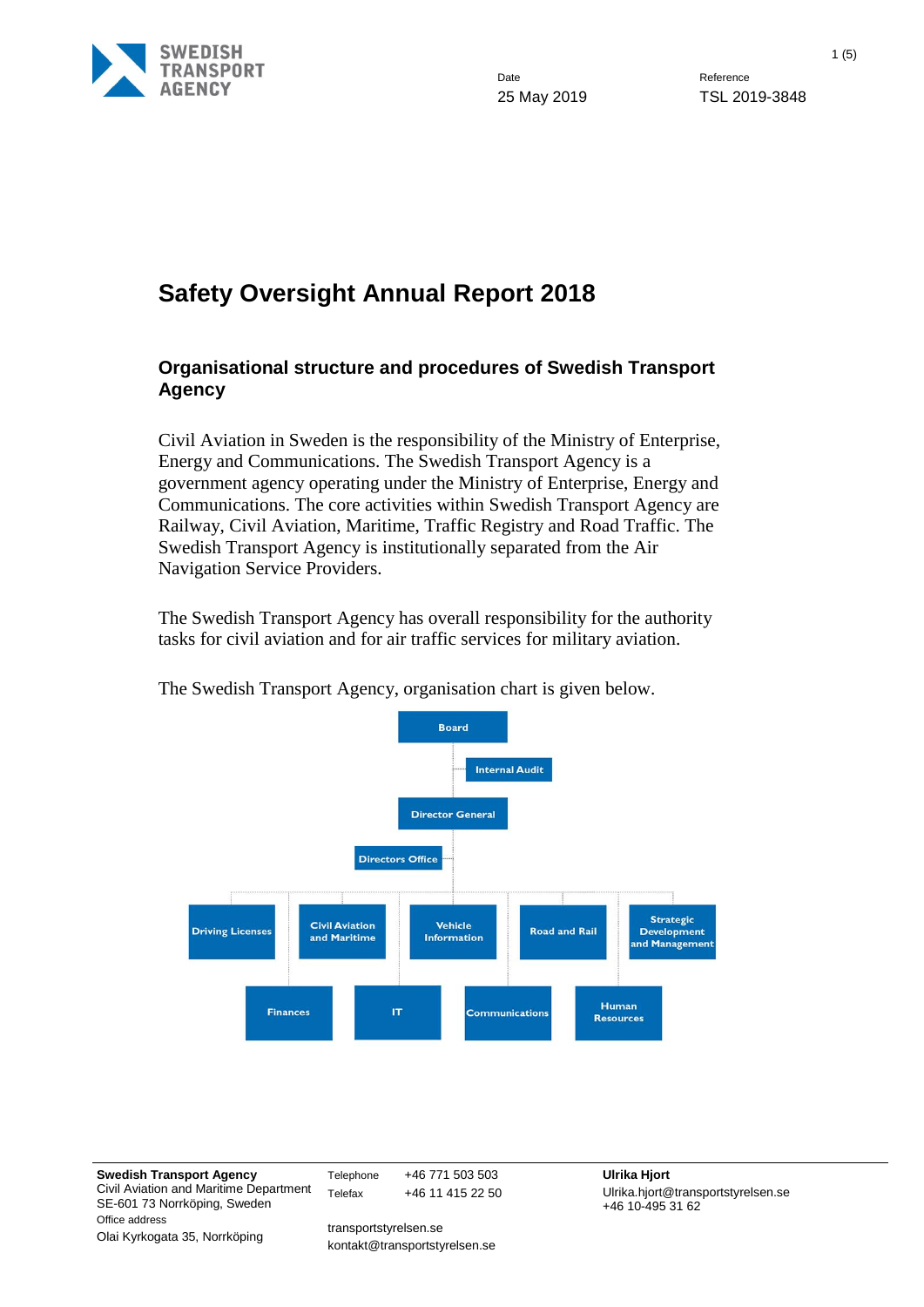SWEDISH TRANSPORT AGENCY

Date
25 May 2019

Reference
TSL 2019-3848

# Safety Oversight Annual Report 2018

## Organisational structure and procedures of Swedish Transport Agency

Civil Aviation in Sweden is the responsibility of the Ministry of Enterprise, Energy and Communications. The Swedish Transport Agency is a government agency operating under the Ministry of Enterprise, Energy and Communications. The core activities within Swedish Transport Agency are Railway, Civil Aviation, Maritime, Traffic Registry and Road Traffic. The Swedish Transport Agency is institutionally separated from the Air Navigation Service Providers.

The Swedish Transport Agency has overall responsibility for the authority tasks for civil aviation and for air traffic services for military aviation.

The Swedish Transport Agency, organisation chart is given below.

- Board
  - Internal Audit
  - Director General
    - Directors Office
    - Driving Licenses
    - Civil Aviation and Maritime
    - Vehicle Information
    - Road and Rail
    - Strategic Development and Management
    - Finances
    - IT
    - Communications
    - Human Resources

**Swedish Transport Agency**
Civil Aviation and Maritime Department
SE-601 73 Norrköping, Sweden
Office address
Olai Kyrkogata 35, Norrköping

Telephone +46 771 503 503
Telefax +46 11 415 22 50

transportstyrelsen.se
kontakt@transportstyrelsen.se

**Ulrika Hjort**
Ulrika.hjort@transportstyrelsen.se
+46 10-495 31 62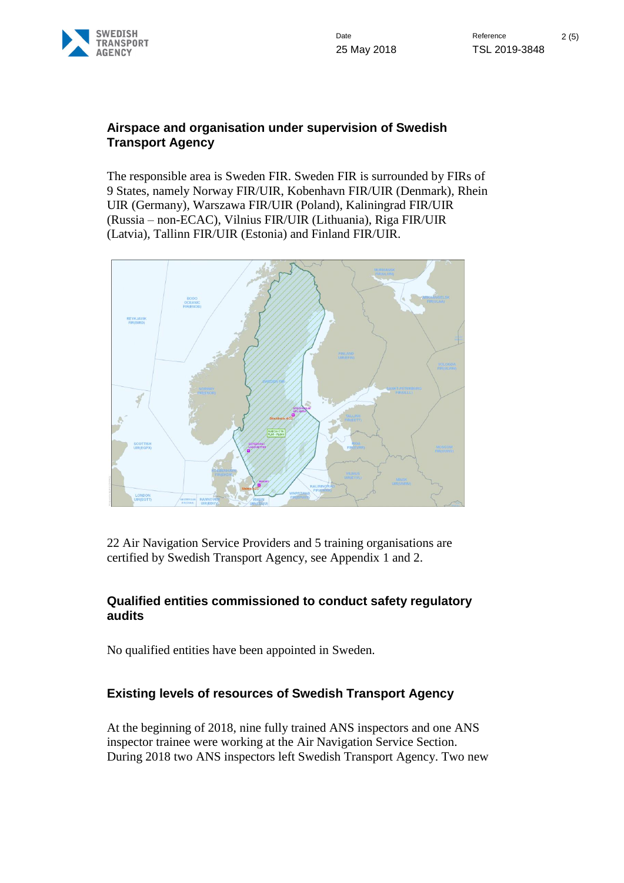## Airspace and organisation under supervision of Swedish Transport Agency

The responsible area is Sweden FIR. Sweden FIR is surrounded by FIRs of 9 States, namely Norway FIR/UIR, Kobenhavn FIR/UIR (Denmark), Rhein UIR (Germany), Warszawa FIR/UIR (Poland), Kaliningrad FIR/UIR (Russia – non-ECAC), Vilnius FIR/UIR (Lithuania), Riga FIR/UIR (Latvia), Tallinn FIR/UIR (Estonia) and Finland FIR/UIR.

22 Air Navigation Service Providers and 5 training organisations are certified by Swedish Transport Agency, see Appendix 1 and 2.

## Qualified entities commissioned to conduct safety regulatory audits

No qualified entities have been appointed in Sweden.

## Existing levels of resources of Swedish Transport Agency

At the beginning of 2018, nine fully trained ANS inspectors and one ANS inspector trainee were working at the Air Navigation Service Section. During 2018 two ANS inspectors left Swedish Transport Agency. Two new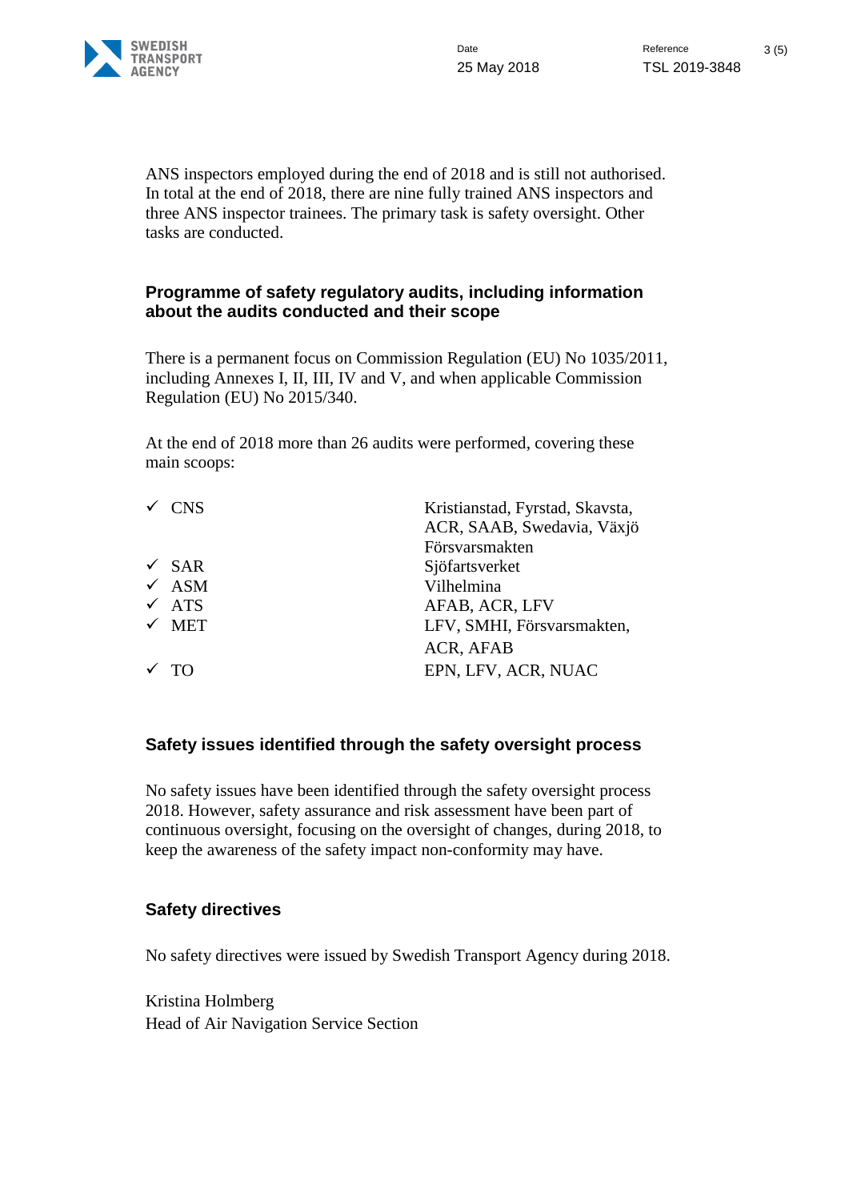ANS inspectors employed during the end of 2018 and is still not authorised. In total at the end of 2018, there are nine fully trained ANS inspectors and three ANS inspector trainees. The primary task is safety oversight. Other tasks are conducted.

## Programme of safety regulatory audits, including information about the audits conducted and their scope

There is a permanent focus on Commission Regulation (EU) No 1035/2011, including Annexes I, II, III, IV and V, and when applicable Commission Regulation (EU) No 2015/340.

At the end of 2018 more than 26 audits were performed, covering these main scoops:

| | |
|---|---|
| ✓ CNS | Kristianstad, Fyrstad, Skavsta, ACR, SAAB, Swedavia, Växjö Försvarsmakten |
| ✓ SAR | Sjöfartsverket |
| ✓ ASM | Vilhelmina |
| ✓ ATS | AFAB, ACR, LFV |
| ✓ MET | LFV, SMHI, Försvarsmakten, ACR, AFAB |
| ✓ TO | EPN, LFV, ACR, NUAC |

## Safety issues identified through the safety oversight process

No safety issues have been identified through the safety oversight process 2018. However, safety assurance and risk assessment have been part of continuous oversight, focusing on the oversight of changes, during 2018, to keep the awareness of the safety impact non-conformity may have.

## Safety directives

No safety directives were issued by Swedish Transport Agency during 2018.

Kristina Holmberg
Head of Air Navigation Service Section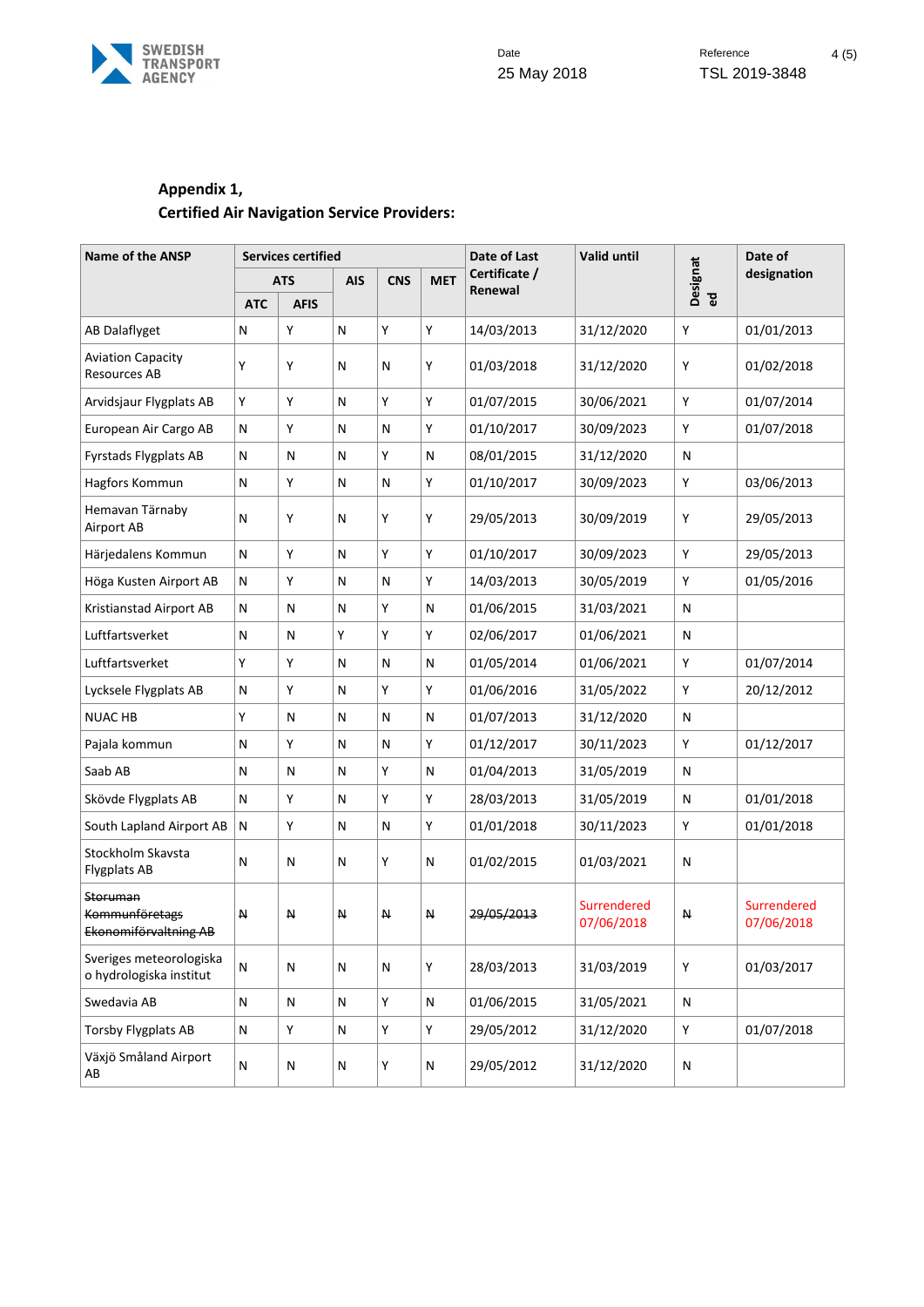**Appendix 1,**
**Certified Air Navigation Service Providers:**

| Name of the ANSP | Services certified | | | | | Date of Last Certificate / Renewal | Valid until | Designated | Date of designation |
|---|---|---|---|---|---|---|---|---|---|
| | ATS | | AIS | CNS | MET | | | | |
| | ATC | AFIS | | | | | | | |
| AB Dalaflyget | N | Y | N | Y | Y | 14/03/2013 | 31/12/2020 | Y | 01/01/2013 |
| Aviation Capacity Resources AB | Y | Y | N | N | Y | 01/03/2018 | 31/12/2020 | Y | 01/02/2018 |
| Arvidsjaur Flygplats AB | Y | Y | N | Y | Y | 01/07/2015 | 30/06/2021 | Y | 01/07/2014 |
| European Air Cargo AB | N | Y | N | N | Y | 01/10/2017 | 30/09/2023 | Y | 01/07/2018 |
| Fyrstads Flygplats AB | N | N | N | Y | N | 08/01/2015 | 31/12/2020 | N | |
| Hagfors Kommun | N | Y | N | N | Y | 01/10/2017 | 30/09/2023 | Y | 03/06/2013 |
| Hemavan Tärnaby Airport AB | N | Y | N | Y | Y | 29/05/2013 | 30/09/2019 | Y | 29/05/2013 |
| Härjedalens Kommun | N | Y | N | Y | Y | 01/10/2017 | 30/09/2023 | Y | 29/05/2013 |
| Höga Kusten Airport AB | N | Y | N | N | Y | 14/03/2013 | 30/05/2019 | Y | 01/05/2016 |
| Kristianstad Airport AB | N | N | N | Y | N | 01/06/2015 | 31/03/2021 | N | |
| Luftfartsverket | N | N | Y | Y | Y | 02/06/2017 | 01/06/2021 | N | |
| Luftfartsverket | Y | Y | N | N | N | 01/05/2014 | 01/06/2021 | Y | 01/07/2014 |
| Lycksele Flygplats AB | N | Y | N | Y | Y | 01/06/2016 | 31/05/2022 | Y | 20/12/2012 |
| NUAC HB | Y | N | N | N | N | 01/07/2013 | 31/12/2020 | N | |
| Pajala kommun | N | Y | N | N | Y | 01/12/2017 | 30/11/2023 | Y | 01/12/2017 |
| Saab AB | N | N | N | Y | N | 01/04/2013 | 31/05/2019 | N | |
| Skövde Flygplats AB | N | Y | N | Y | Y | 28/03/2013 | 31/05/2019 | N | 01/01/2018 |
| South Lapland Airport AB | N | Y | N | N | Y | 01/01/2018 | 30/11/2023 | Y | 01/01/2018 |
| Stockholm Skavsta Flygplats AB | N | N | N | Y | N | 01/02/2015 | 01/03/2021 | N | |
| ~~Storuman Kommunföretags Ekonomiförvaltning AB~~ | ~~N~~ | ~~N~~ | ~~N~~ | ~~N~~ | ~~N~~ | ~~29/05/2013~~ | Surrendered 07/06/2018 | ~~N~~ | Surrendered 07/06/2018 |
| Sveriges meteorologiska o hydrologiska institut | N | N | N | N | Y | 28/03/2013 | 31/03/2019 | Y | 01/03/2017 |
| Swedavia AB | N | N | N | Y | N | 01/06/2015 | 31/05/2021 | N | |
| Torsby Flygplats AB | N | Y | N | Y | Y | 29/05/2012 | 31/12/2020 | Y | 01/07/2018 |
| Växjö Småland Airport AB | N | N | N | Y | N | 29/05/2012 | 31/12/2020 | N | |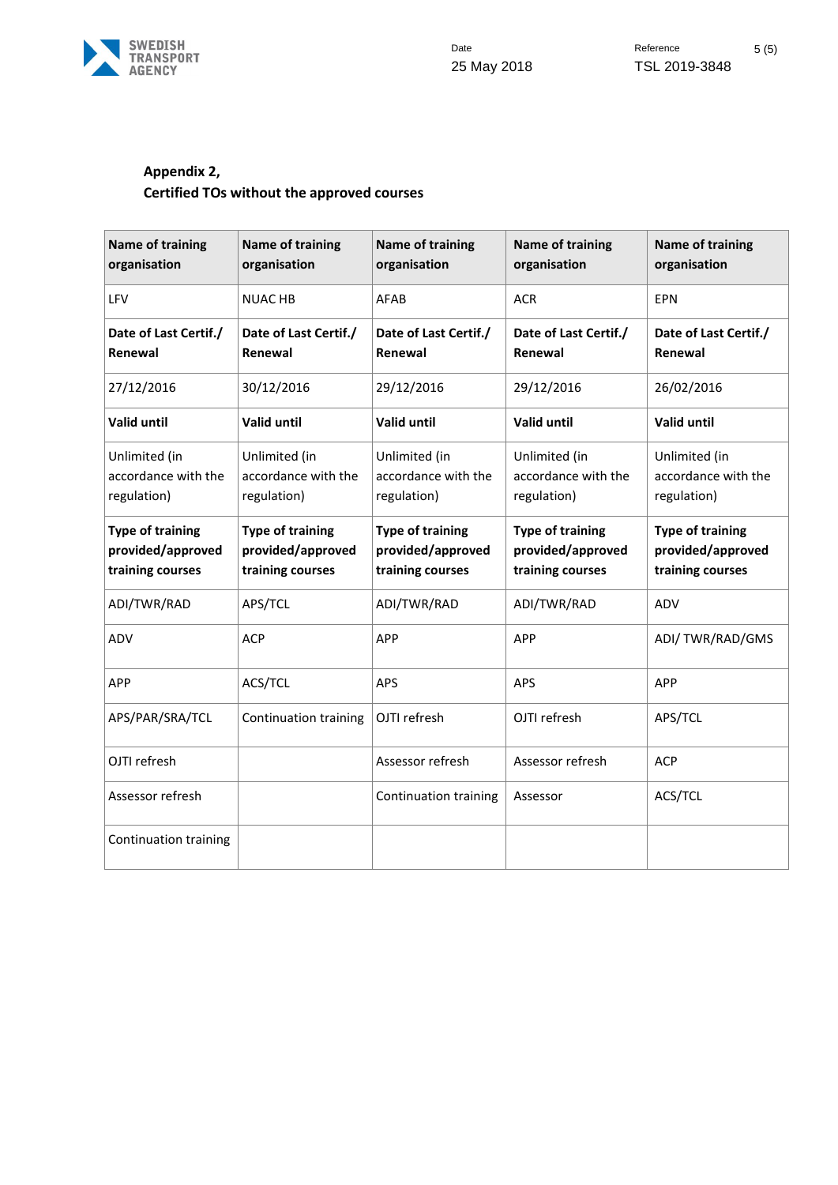**Appendix 2,**
**Certified TOs without the approved courses**

| **Name of training organisation** | **Name of training organisation** | **Name of training organisation** | **Name of training organisation** | **Name of training organisation** |
|---|---|---|---|---|
| LFV | NUAC HB | AFAB | ACR | EPN |
| **Date of Last Certif./ Renewal** | **Date of Last Certif./ Renewal** | **Date of Last Certif./ Renewal** | **Date of Last Certif./ Renewal** | **Date of Last Certif./ Renewal** |
| 27/12/2016 | 30/12/2016 | 29/12/2016 | 29/12/2016 | 26/02/2016 |
| **Valid until** | **Valid until** | **Valid until** | **Valid until** | **Valid until** |
| Unlimited (in accordance with the regulation) | Unlimited (in accordance with the regulation) | Unlimited (in accordance with the regulation) | Unlimited (in accordance with the regulation) | Unlimited (in accordance with the regulation) |
| **Type of training provided/approved training courses** | **Type of training provided/approved training courses** | **Type of training provided/approved training courses** | **Type of training provided/approved training courses** | **Type of training provided/approved training courses** |
| ADI/TWR/RAD | APS/TCL | ADI/TWR/RAD | ADI/TWR/RAD | ADV |
| ADV | ACP | APP | APP | ADI/ TWR/RAD/GMS |
| APP | ACS/TCL | APS | APS | APP |
| APS/PAR/SRA/TCL | Continuation training | OJTI refresh | OJTI refresh | APS/TCL |
| OJTI refresh | | Assessor refresh | Assessor refresh | ACP |
| Assessor refresh | | Continuation training | Assessor | ACS/TCL |
| Continuation training | | | | |